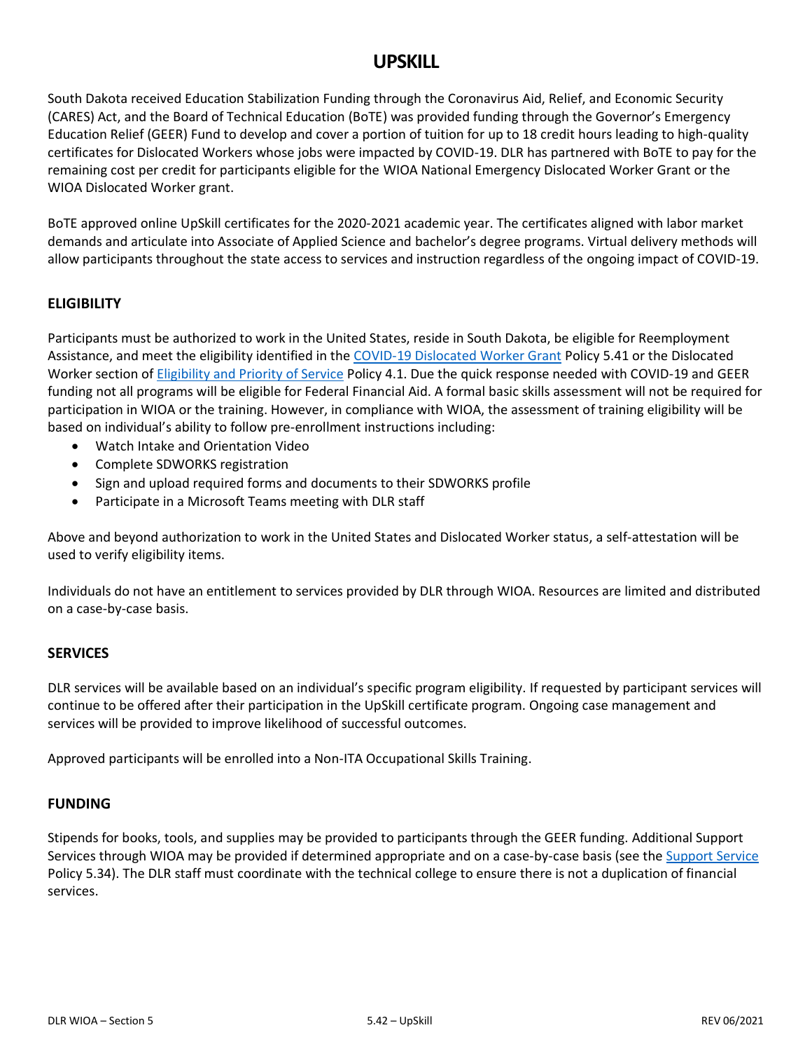# UPSKILL

South Dakota received Education Stabilization Funding through the Coronavirus Aid, Relief, and Economic Security (CARES) Act, and the Board of Technical Education (BoTE) was provided funding through the Governor's Emergency Education Relief (GEER) Fund to develop and cover a portion of tuition for up to 18 credit hours leading to high-quality certificates for Dislocated Workers whose jobs were impacted by COVID-19. DLR has partnered with BoTE to pay for the remaining cost per credit for participants eligible for the WIOA National Emergency Dislocated Worker Grant or the WIOA Dislocated Worker grant.

BoTE approved online UpSkill certificates for the 2020-2021 academic year. The certificates aligned with labor market demands and articulate into Associate of Applied Science and bachelor's degree programs. Virtual delivery methods will allow participants throughout the state access to services and instruction regardless of the ongoing impact of COVID-19.

## ELIGIBILITY

Participants must be authorized to work in the United States, reside in South Dakota, be eligible for Reemployment Assistance, and meet the eligibility identified in the COVID-19 Dislocated Worker Grant Policy 5.41 or the Dislocated Worker section of Eligibility and Priority of Service Policy 4.1. Due the quick response needed with COVID-19 and GEER funding not all programs will be eligible for Federal Financial Aid. A formal basic skills assessment will not be required for participation in WIOA or the training. However, in compliance with WIOA, the assessment of training eligibility will be based on individual's ability to follow pre-enrollment instructions including:

- Watch Intake and Orientation Video
- Complete SDWORKS registration
- Sign and upload required forms and documents to their SDWORKS profile
- Participate in a Microsoft Teams meeting with DLR staff

Above and beyond authorization to work in the United States and Dislocated Worker status, a self-attestation will be used to verify eligibility items.

Individuals do not have an entitlement to services provided by DLR through WIOA. Resources are limited and distributed on a case-by-case basis.

## SERVICES

DLR services will be available based on an individual's specific program eligibility. If requested by participant services will continue to be offered after their participation in the UpSkill certificate program. Ongoing case management and services will be provided to improve likelihood of successful outcomes.

Approved participants will be enrolled into a Non-ITA Occupational Skills Training.

## FUNDING

Stipends for books, tools, and supplies may be provided to participants through the GEER funding. Additional Support Services through WIOA may be provided if determined appropriate and on a case-by-case basis (see the Support Service Policy 5.34). The DLR staff must coordinate with the technical college to ensure there is not a duplication of financial services.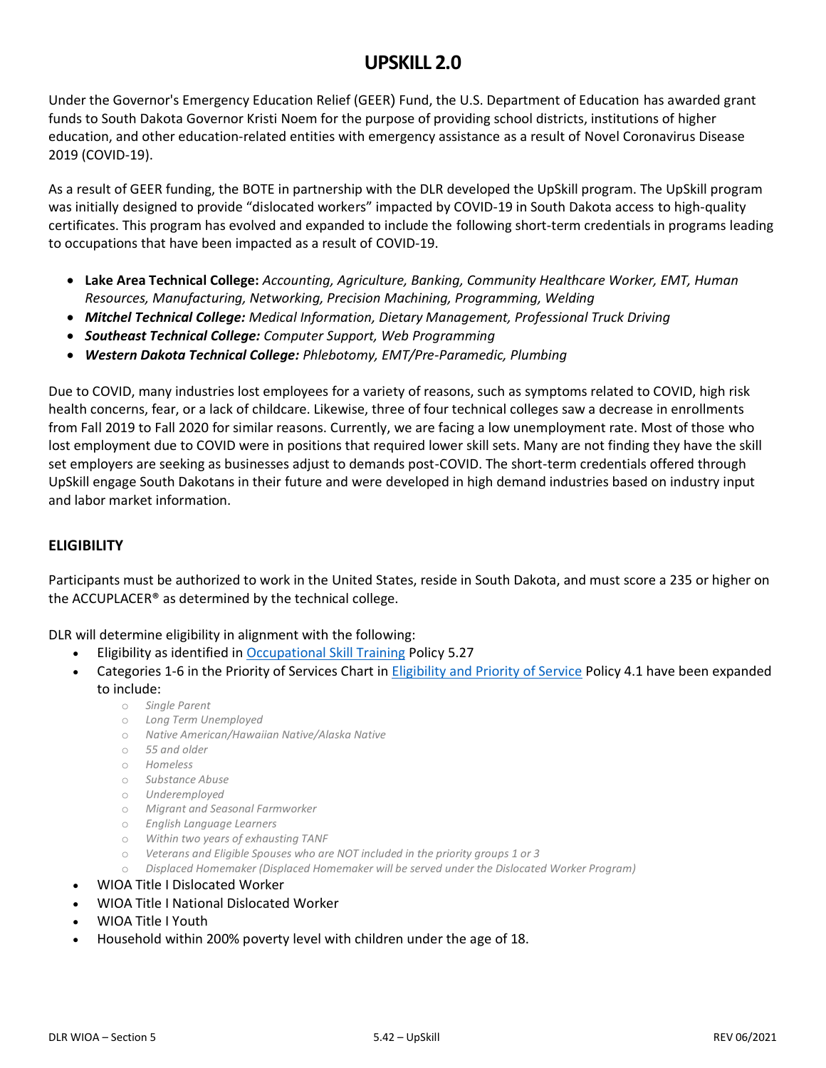# UPSKILL 2.0

Under the Governor's Emergency Education Relief (GEER) Fund, the U.S. Department of Education has awarded grant funds to South Dakota Governor Kristi Noem for the purpose of providing school districts, institutions of higher education, and other education-related entities with emergency assistance as a result of Novel Coronavirus Disease 2019 (COVID-19).

As a result of GEER funding, the BOTE in partnership with the DLR developed the UpSkill program. The UpSkill program was initially designed to provide "dislocated workers" impacted by COVID-19 in South Dakota access to high-quality certificates. This program has evolved and expanded to include the following short-term credentials in programs leading to occupations that have been impacted as a result of COVID-19.

- **Lake Area Technical College:** *Accounting, Agriculture, Banking, Community Healthcare Worker, EMT, Human Resources, Manufacturing, Networking, Precision Machining, Programming, Welding*
- ***Mitchel Technical College:*** *Medical Information, Dietary Management, Professional Truck Driving*
- ***Southeast Technical College:*** *Computer Support, Web Programming*
- ***Western Dakota Technical College:*** *Phlebotomy, EMT/Pre-Paramedic, Plumbing*

Due to COVID, many industries lost employees for a variety of reasons, such as symptoms related to COVID, high risk health concerns, fear, or a lack of childcare. Likewise, three of four technical colleges saw a decrease in enrollments from Fall 2019 to Fall 2020 for similar reasons. Currently, we are facing a low unemployment rate. Most of those who lost employment due to COVID were in positions that required lower skill sets. Many are not finding they have the skill set employers are seeking as businesses adjust to demands post-COVID. The short-term credentials offered through UpSkill engage South Dakotans in their future and were developed in high demand industries based on industry input and labor market information.

## ELIGIBILITY

Participants must be authorized to work in the United States, reside in South Dakota, and must score a 235 or higher on the ACCUPLACER® as determined by the technical college.

DLR will determine eligibility in alignment with the following:

- Eligibility as identified in Occupational Skill Training Policy 5.27
- Categories 1-6 in the Priority of Services Chart in Eligibility and Priority of Service Policy 4.1 have been expanded to include:
  - *Single Parent*
  - *Long Term Unemployed*
  - *Native American/Hawaiian Native/Alaska Native*
  - *55 and older*
  - *Homeless*
  - *Substance Abuse*
  - *Underemployed*
  - *Migrant and Seasonal Farmworker*
  - *English Language Learners*
  - *Within two years of exhausting TANF*
  - *Veterans and Eligible Spouses who are NOT included in the priority groups 1 or 3*
  - *Displaced Homemaker (Displaced Homemaker will be served under the Dislocated Worker Program)*
- WIOA Title I Dislocated Worker
- WIOA Title I National Dislocated Worker
- WIOA Title I Youth
- Household within 200% poverty level with children under the age of 18.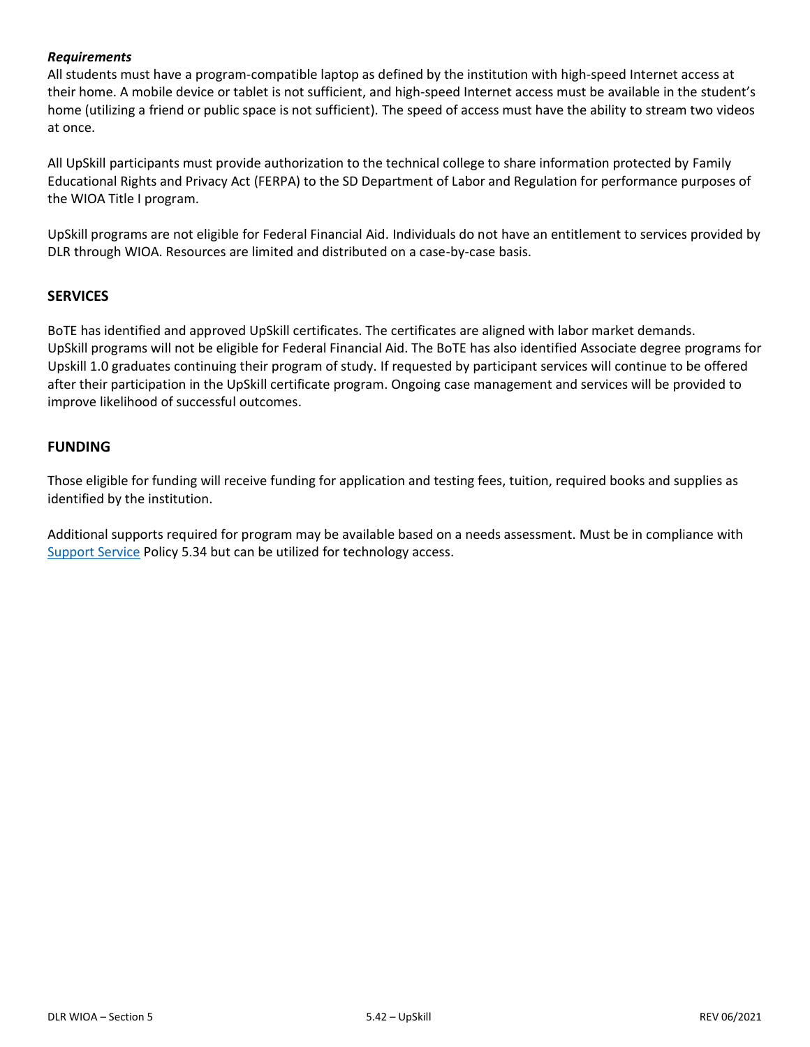***Requirements***

All students must have a program-compatible laptop as defined by the institution with high-speed Internet access at their home. A mobile device or tablet is not sufficient, and high-speed Internet access must be available in the student's home (utilizing a friend or public space is not sufficient). The speed of access must have the ability to stream two videos at once.

All UpSkill participants must provide authorization to the technical college to share information protected by Family Educational Rights and Privacy Act (FERPA) to the SD Department of Labor and Regulation for performance purposes of the WIOA Title I program.

UpSkill programs are not eligible for Federal Financial Aid. Individuals do not have an entitlement to services provided by DLR through WIOA. Resources are limited and distributed on a case-by-case basis.

## SERVICES

BoTE has identified and approved UpSkill certificates. The certificates are aligned with labor market demands. UpSkill programs will not be eligible for Federal Financial Aid. The BoTE has also identified Associate degree programs for Upskill 1.0 graduates continuing their program of study. If requested by participant services will continue to be offered after their participation in the UpSkill certificate program. Ongoing case management and services will be provided to improve likelihood of successful outcomes.

## FUNDING

Those eligible for funding will receive funding for application and testing fees, tuition, required books and supplies as identified by the institution.

Additional supports required for program may be available based on a needs assessment. Must be in compliance with [Support Service](#) Policy 5.34 but can be utilized for technology access.